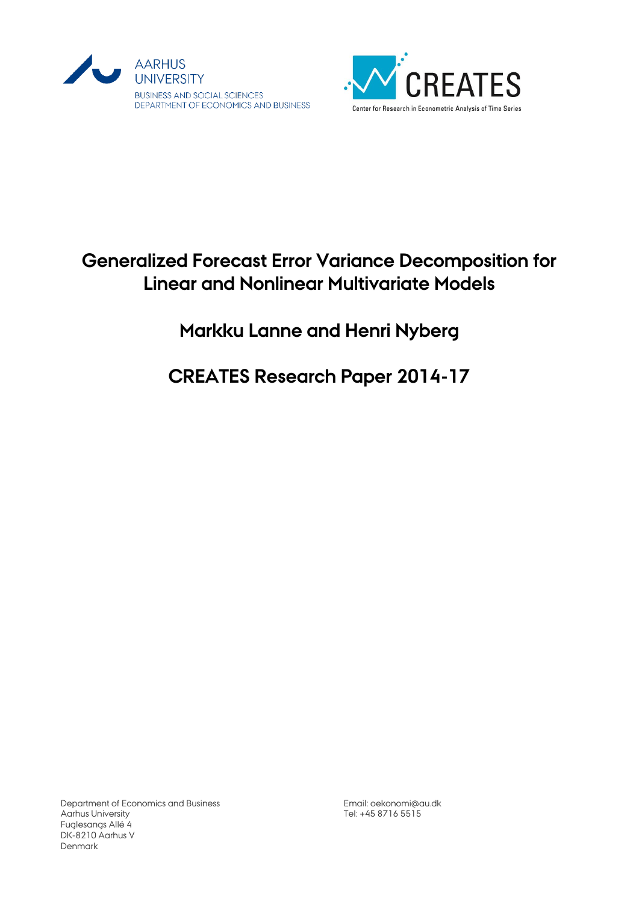AARHUS UNIVERSITY

BUSINESS AND SOCIAL SCIENCES
DEPARTMENT OF ECONOMICS AND BUSINESS

CREATES

Center for Research in Econometric Analysis of Time Series

# Generalized Forecast Error Variance Decomposition for Linear and Nonlinear Multivariate Models

## Markku Lanne and Henri Nyberg

## CREATES Research Paper 2014-17

Department of Economics and Business
Aarhus University
Fuglesangs Allé 4
DK-8210 Aarhus V
Denmark

Email: oekonomi@au.dk
Tel: +45 8716 5515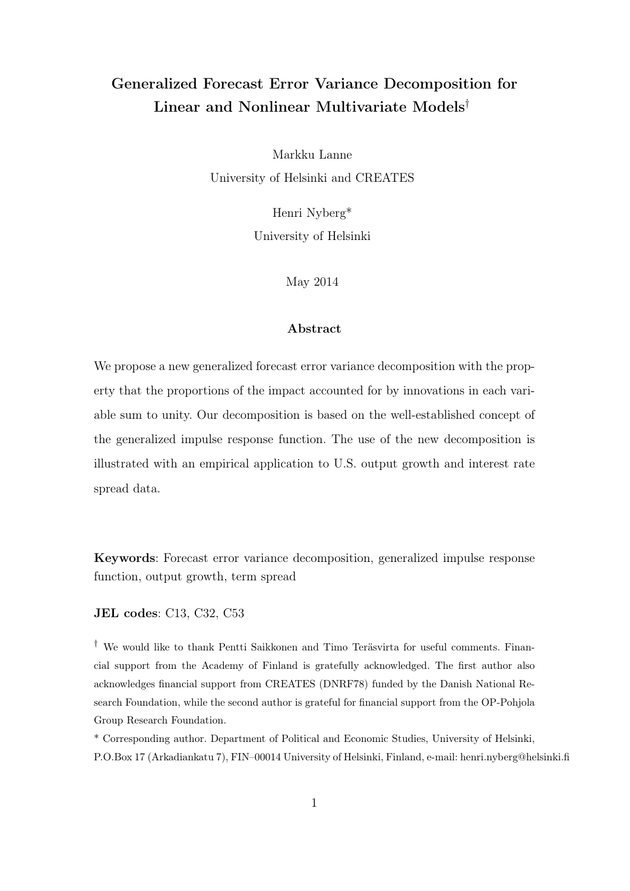# Generalized Forecast Error Variance Decomposition for Linear and Nonlinear Multivariate Models[†]

Markku Lanne
University of Helsinki and CREATES

Henri Nyberg*
University of Helsinki

May 2014

### Abstract

We propose a new generalized forecast error variance decomposition with the property that the proportions of the impact accounted for by innovations in each variable sum to unity. Our decomposition is based on the well-established concept of the generalized impulse response function. The use of the new decomposition is illustrated with an empirical application to U.S. output growth and interest rate spread data.

**Keywords**: Forecast error variance decomposition, generalized impulse response function, output growth, term spread

**JEL codes**: C13, C32, C53

[†] We would like to thank Pentti Saikkonen and Timo Teräsvirta for useful comments. Financial support from the Academy of Finland is gratefully acknowledged. The first author also acknowledges financial support from CREATES (DNRF78) funded by the Danish National Research Foundation, while the second author is grateful for financial support from the OP-Pohjola Group Research Foundation.

\* Corresponding author. Department of Political and Economic Studies, University of Helsinki, P.O.Box 17 (Arkadiankatu 7), FIN–00014 University of Helsinki, Finland, e-mail: henri.nyberg@helsinki.fi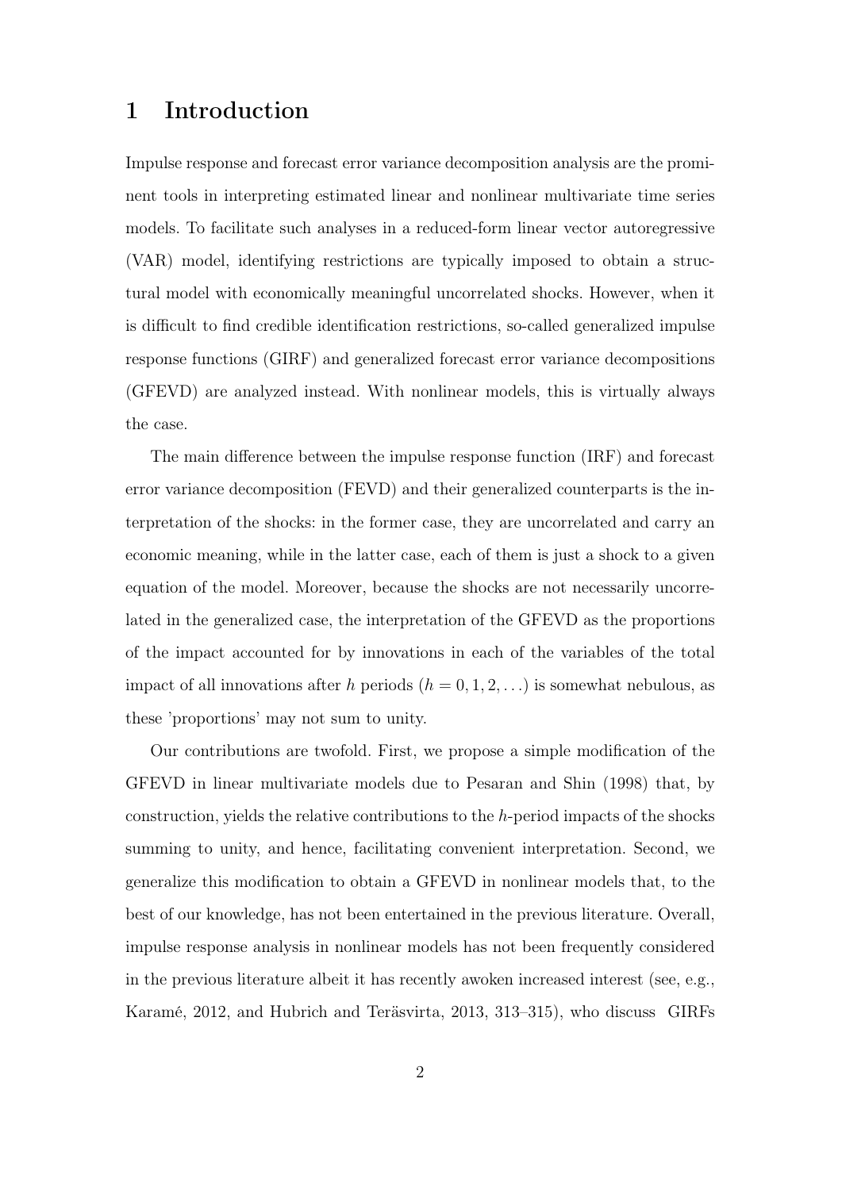# 1 Introduction

Impulse response and forecast error variance decomposition analysis are the prominent tools in interpreting estimated linear and nonlinear multivariate time series models. To facilitate such analyses in a reduced-form linear vector autoregressive (VAR) model, identifying restrictions are typically imposed to obtain a structural model with economically meaningful uncorrelated shocks. However, when it is difficult to find credible identification restrictions, so-called generalized impulse response functions (GIRF) and generalized forecast error variance decompositions (GFEVD) are analyzed instead. With nonlinear models, this is virtually always the case.

The main difference between the impulse response function (IRF) and forecast error variance decomposition (FEVD) and their generalized counterparts is the interpretation of the shocks: in the former case, they are uncorrelated and carry an economic meaning, while in the latter case, each of them is just a shock to a given equation of the model. Moreover, because the shocks are not necessarily uncorrelated in the generalized case, the interpretation of the GFEVD as the proportions of the impact accounted for by innovations in each of the variables of the total impact of all innovations after $h$ periods ($h = 0, 1, 2, \ldots$) is somewhat nebulous, as these 'proportions' may not sum to unity.

Our contributions are twofold. First, we propose a simple modification of the GFEVD in linear multivariate models due to Pesaran and Shin (1998) that, by construction, yields the relative contributions to the $h$-period impacts of the shocks summing to unity, and hence, facilitating convenient interpretation. Second, we generalize this modification to obtain a GFEVD in nonlinear models that, to the best of our knowledge, has not been entertained in the previous literature. Overall, impulse response analysis in nonlinear models has not been frequently considered in the previous literature albeit it has recently awoken increased interest (see, e.g., Karamé, 2012, and Hubrich and Teräsvirta, 2013, 313–315), who discuss GIRFs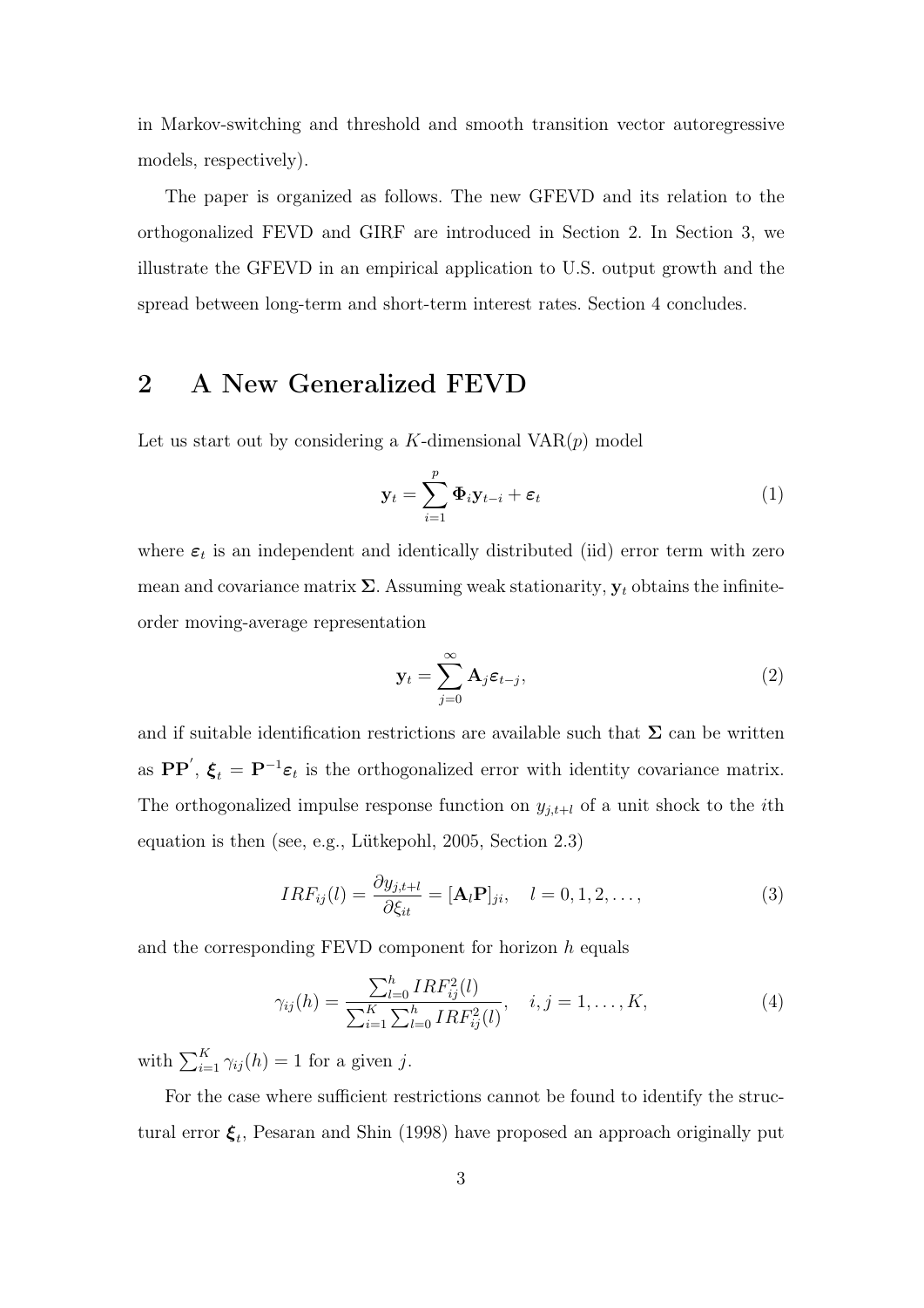in Markov-switching and threshold and smooth transition vector autoregressive models, respectively).

The paper is organized as follows. The new GFEVD and its relation to the orthogonalized FEVD and GIRF are introduced in Section 2. In Section 3, we illustrate the GFEVD in an empirical application to U.S. output growth and the spread between long-term and short-term interest rates. Section 4 concludes.

## 2 A New Generalized FEVD

Let us start out by considering a $K$-dimensional VAR($p$) model

$$\mathbf{y}_t = \sum_{i=1}^{p} \mathbf{\Phi}_i \mathbf{y}_{t-i} + \boldsymbol{\varepsilon}_t \tag{1}$$

where $\boldsymbol{\varepsilon}_t$ is an independent and identically distributed (iid) error term with zero mean and covariance matrix $\mathbf{\Sigma}$. Assuming weak stationarity, $\mathbf{y}_t$ obtains the infinite-order moving-average representation

$$\mathbf{y}_t = \sum_{j=0}^{\infty} \mathbf{A}_j \boldsymbol{\varepsilon}_{t-j}, \tag{2}$$

and if suitable identification restrictions are available such that $\mathbf{\Sigma}$ can be written as $\mathbf{P}\mathbf{P}^{'}$, $\boldsymbol{\xi}_t = \mathbf{P}^{-1}\boldsymbol{\varepsilon}_t$ is the orthogonalized error with identity covariance matrix. The orthogonalized impulse response function on $y_{j,t+l}$ of a unit shock to the $i$th equation is then (see, e.g., Lütkepohl, 2005, Section 2.3)

$$IRF_{ij}(l) = \frac{\partial y_{j,t+l}}{\partial \xi_{it}} = [\mathbf{A}_l \mathbf{P}]_{ji}, \quad l = 0, 1, 2, \ldots, \tag{3}$$

and the corresponding FEVD component for horizon $h$ equals

$$\gamma_{ij}(h) = \frac{\sum_{l=0}^{h} IRF_{ij}^2(l)}{\sum_{i=1}^{K}\sum_{l=0}^{h} IRF_{ij}^2(l)}, \quad i, j = 1, \ldots, K, \tag{4}$$

with $\sum_{i=1}^{K} \gamma_{ij}(h) = 1$ for a given $j$.

For the case where sufficient restrictions cannot be found to identify the structural error $\boldsymbol{\xi}_t$, Pesaran and Shin (1998) have proposed an approach originally put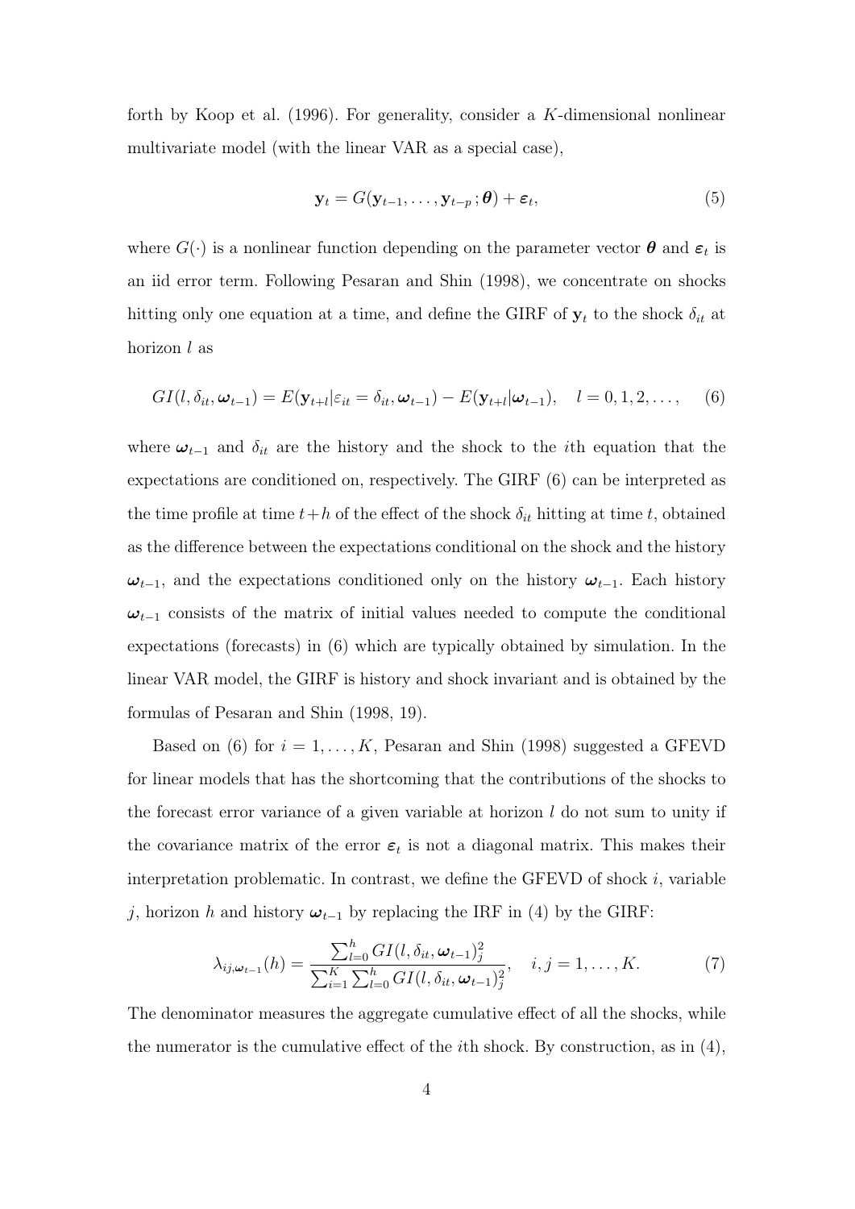forth by Koop et al. (1996). For generality, consider a $K$-dimensional nonlinear multivariate model (with the linear VAR as a special case),

$$\mathbf{y}_t = G(\mathbf{y}_{t-1}, \ldots, \mathbf{y}_{t-p}; \boldsymbol{\theta}) + \boldsymbol{\varepsilon}_t, \tag{5}$$

where $G(\cdot)$ is a nonlinear function depending on the parameter vector $\boldsymbol{\theta}$ and $\boldsymbol{\varepsilon}_t$ is an iid error term. Following Pesaran and Shin (1998), we concentrate on shocks hitting only one equation at a time, and define the GIRF of $\mathbf{y}_t$ to the shock $\delta_{it}$ at horizon $l$ as

$$GI(l, \delta_{it}, \boldsymbol{\omega}_{t-1}) = E(\mathbf{y}_{t+l} | \varepsilon_{it} = \delta_{it}, \boldsymbol{\omega}_{t-1}) - E(\mathbf{y}_{t+l} | \boldsymbol{\omega}_{t-1}), \quad l = 0, 1, 2, \ldots, \tag{6}$$

where $\boldsymbol{\omega}_{t-1}$ and $\delta_{it}$ are the history and the shock to the $i$th equation that the expectations are conditioned on, respectively. The GIRF (6) can be interpreted as the time profile at time $t+h$ of the effect of the shock $\delta_{it}$ hitting at time $t$, obtained as the difference between the expectations conditional on the shock and the history $\boldsymbol{\omega}_{t-1}$, and the expectations conditioned only on the history $\boldsymbol{\omega}_{t-1}$. Each history $\boldsymbol{\omega}_{t-1}$ consists of the matrix of initial values needed to compute the conditional expectations (forecasts) in (6) which are typically obtained by simulation. In the linear VAR model, the GIRF is history and shock invariant and is obtained by the formulas of Pesaran and Shin (1998, 19).

Based on (6) for $i = 1, \ldots, K$, Pesaran and Shin (1998) suggested a GFEVD for linear models that has the shortcoming that the contributions of the shocks to the forecast error variance of a given variable at horizon $l$ do not sum to unity if the covariance matrix of the error $\boldsymbol{\varepsilon}_t$ is not a diagonal matrix. This makes their interpretation problematic. In contrast, we define the GFEVD of shock $i$, variable $j$, horizon $h$ and history $\boldsymbol{\omega}_{t-1}$ by replacing the IRF in (4) by the GIRF:

$$\lambda_{ij,\boldsymbol{\omega}_{t-1}}(h) = \frac{\sum_{l=0}^{h} GI(l, \delta_{it}, \boldsymbol{\omega}_{t-1})_j^2}{\sum_{i=1}^{K} \sum_{l=0}^{h} GI(l, \delta_{it}, \boldsymbol{\omega}_{t-1})_j^2}, \quad i, j = 1, \ldots, K. \tag{7}$$

The denominator measures the aggregate cumulative effect of all the shocks, while the numerator is the cumulative effect of the $i$th shock. By construction, as in (4),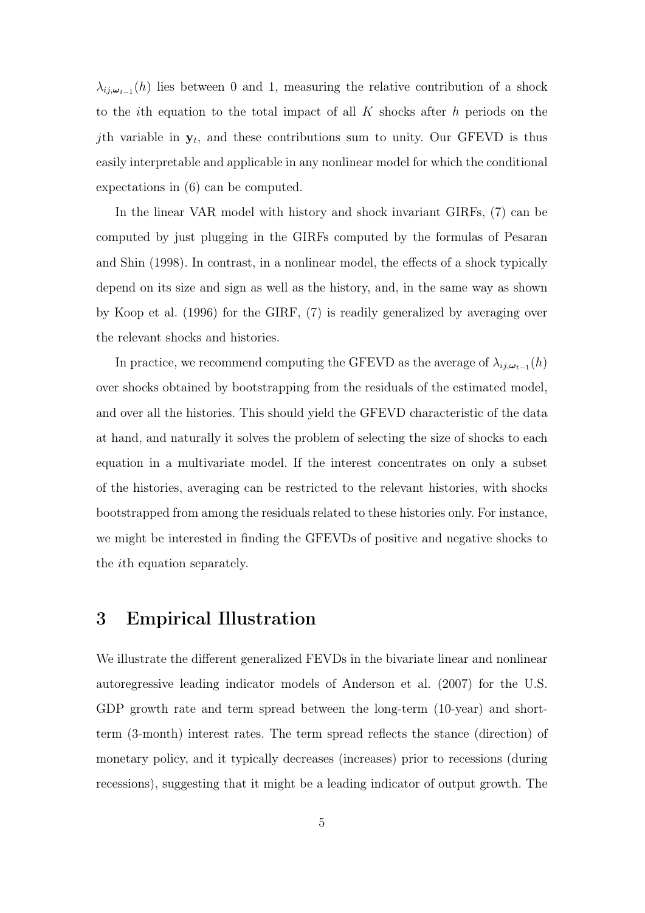$\lambda_{ij,\boldsymbol{\omega}_{t-1}}(h)$ lies between 0 and 1, measuring the relative contribution of a shock to the $i$th equation to the total impact of all $K$ shocks after $h$ periods on the $j$th variable in $\mathbf{y}_t$, and these contributions sum to unity. Our GFEVD is thus easily interpretable and applicable in any nonlinear model for which the conditional expectations in (6) can be computed.

In the linear VAR model with history and shock invariant GIRFs, (7) can be computed by just plugging in the GIRFs computed by the formulas of Pesaran and Shin (1998). In contrast, in a nonlinear model, the effects of a shock typically depend on its size and sign as well as the history, and, in the same way as shown by Koop et al. (1996) for the GIRF, (7) is readily generalized by averaging over the relevant shocks and histories.

In practice, we recommend computing the GFEVD as the average of $\lambda_{ij,\boldsymbol{\omega}_{t-1}}(h)$ over shocks obtained by bootstrapping from the residuals of the estimated model, and over all the histories. This should yield the GFEVD characteristic of the data at hand, and naturally it solves the problem of selecting the size of shocks to each equation in a multivariate model. If the interest concentrates on only a subset of the histories, averaging can be restricted to the relevant histories, with shocks bootstrapped from among the residuals related to these histories only. For instance, we might be interested in finding the GFEVDs of positive and negative shocks to the $i$th equation separately.

# 3 Empirical Illustration

We illustrate the different generalized FEVDs in the bivariate linear and nonlinear autoregressive leading indicator models of Anderson et al. (2007) for the U.S. GDP growth rate and term spread between the long-term (10-year) and short-term (3-month) interest rates. The term spread reflects the stance (direction) of monetary policy, and it typically decreases (increases) prior to recessions (during recessions), suggesting that it might be a leading indicator of output growth. The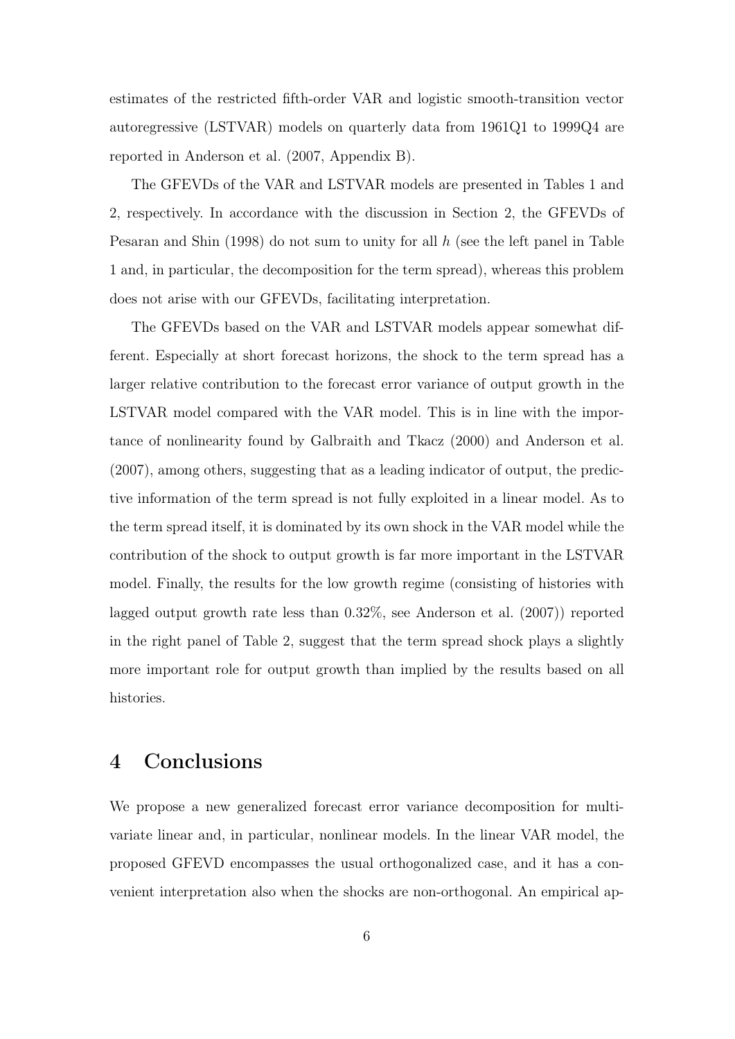estimates of the restricted fifth-order VAR and logistic smooth-transition vector autoregressive (LSTVAR) models on quarterly data from 1961Q1 to 1999Q4 are reported in Anderson et al. (2007, Appendix B).

The GFEVDs of the VAR and LSTVAR models are presented in Tables 1 and 2, respectively. In accordance with the discussion in Section 2, the GFEVDs of Pesaran and Shin (1998) do not sum to unity for all $h$ (see the left panel in Table 1 and, in particular, the decomposition for the term spread), whereas this problem does not arise with our GFEVDs, facilitating interpretation.

The GFEVDs based on the VAR and LSTVAR models appear somewhat different. Especially at short forecast horizons, the shock to the term spread has a larger relative contribution to the forecast error variance of output growth in the LSTVAR model compared with the VAR model. This is in line with the importance of nonlinearity found by Galbraith and Tkacz (2000) and Anderson et al. (2007), among others, suggesting that as a leading indicator of output, the predictive information of the term spread is not fully exploited in a linear model. As to the term spread itself, it is dominated by its own shock in the VAR model while the contribution of the shock to output growth is far more important in the LSTVAR model. Finally, the results for the low growth regime (consisting of histories with lagged output growth rate less than 0.32%, see Anderson et al. (2007)) reported in the right panel of Table 2, suggest that the term spread shock plays a slightly more important role for output growth than implied by the results based on all histories.

# 4 Conclusions

We propose a new generalized forecast error variance decomposition for multivariate linear and, in particular, nonlinear models. In the linear VAR model, the proposed GFEVD encompasses the usual orthogonalized case, and it has a convenient interpretation also when the shocks are non-orthogonal. An empirical ap-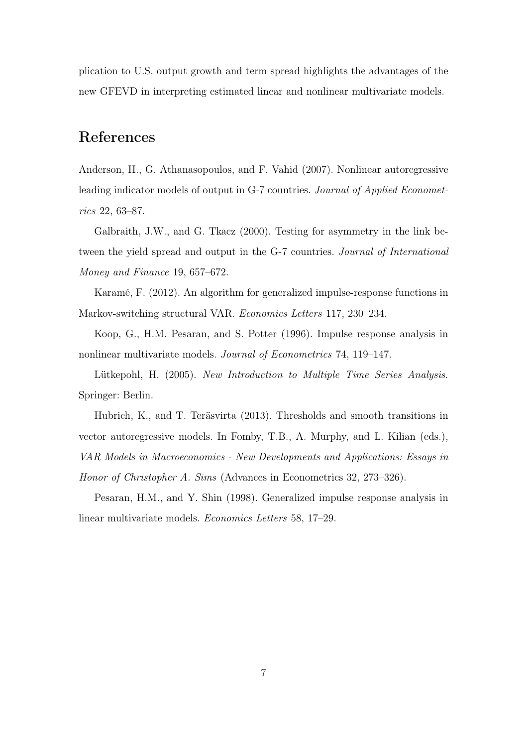plication to U.S. output growth and term spread highlights the advantages of the new GFEVD in interpreting estimated linear and nonlinear multivariate models.

## References

Anderson, H., G. Athanasopoulos, and F. Vahid (2007). Nonlinear autoregressive leading indicator models of output in G-7 countries. *Journal of Applied Econometrics* 22, 63–87.

Galbraith, J.W., and G. Tkacz (2000). Testing for asymmetry in the link between the yield spread and output in the G-7 countries. *Journal of International Money and Finance* 19, 657–672.

Karamé, F. (2012). An algorithm for generalized impulse-response functions in Markov-switching structural VAR. *Economics Letters* 117, 230–234.

Koop, G., H.M. Pesaran, and S. Potter (1996). Impulse response analysis in nonlinear multivariate models. *Journal of Econometrics* 74, 119–147.

Lütkepohl, H. (2005). *New Introduction to Multiple Time Series Analysis.* Springer: Berlin.

Hubrich, K., and T. Teräsvirta (2013). Thresholds and smooth transitions in vector autoregressive models. In Fomby, T.B., A. Murphy, and L. Kilian (eds.), *VAR Models in Macroeconomics - New Developments and Applications: Essays in Honor of Christopher A. Sims* (Advances in Econometrics 32, 273–326).

Pesaran, H.M., and Y. Shin (1998). Generalized impulse response analysis in linear multivariate models. *Economics Letters* 58, 17–29.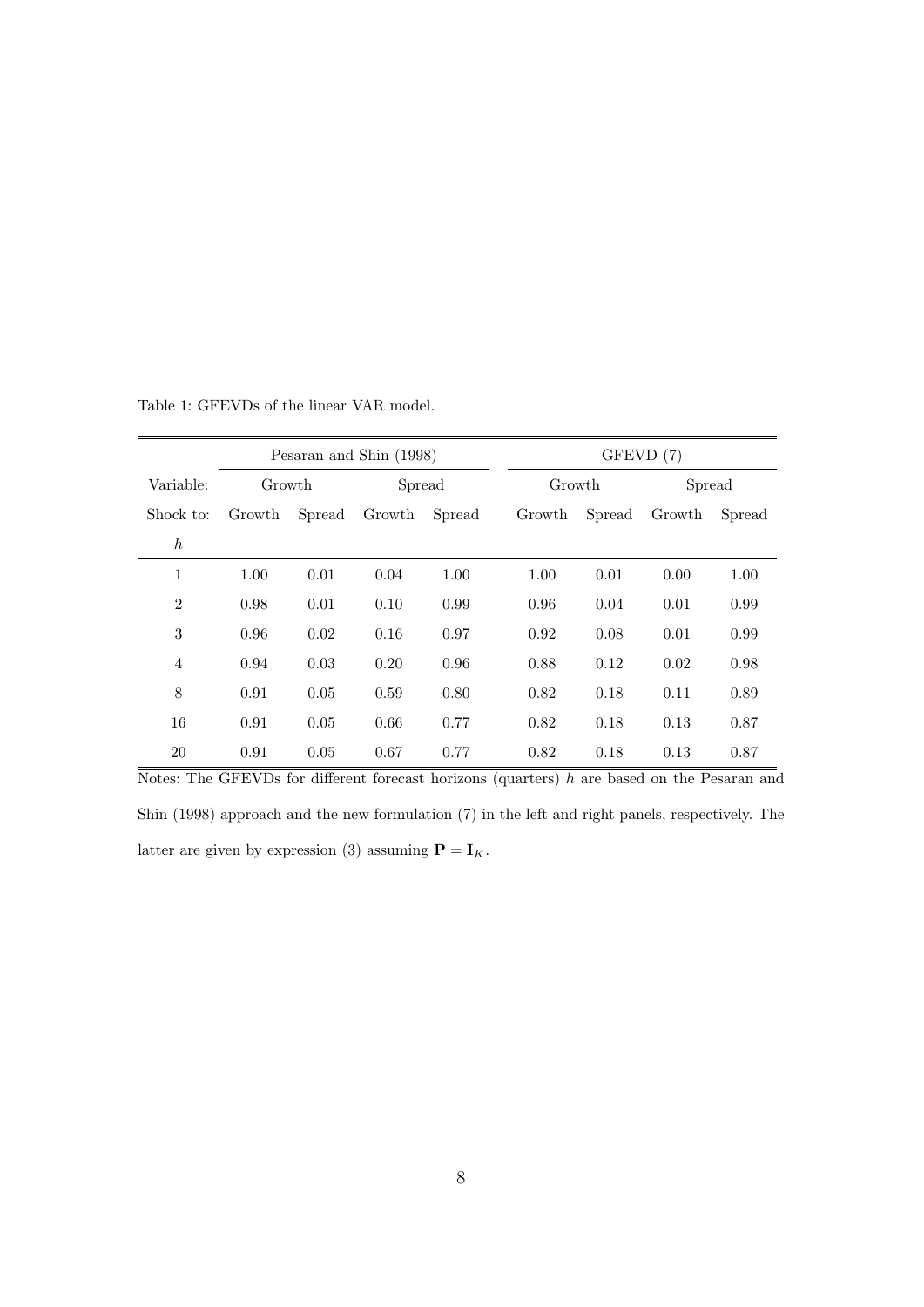Table 1: GFEVDs of the linear VAR model.

| | Pesaran and Shin (1998) | | | | GFEVD (7) | | | |
|---|---|---|---|---|---|---|---|---|
| Variable: | Growth | | Spread | | Growth | | Spread | |
| Shock to: | Growth | Spread | Growth | Spread | Growth | Spread | Growth | Spread |
| $h$ | | | | | | | | |
| 1 | 1.00 | 0.01 | 0.04 | 1.00 | 1.00 | 0.01 | 0.00 | 1.00 |
| 2 | 0.98 | 0.01 | 0.10 | 0.99 | 0.96 | 0.04 | 0.01 | 0.99 |
| 3 | 0.96 | 0.02 | 0.16 | 0.97 | 0.92 | 0.08 | 0.01 | 0.99 |
| 4 | 0.94 | 0.03 | 0.20 | 0.96 | 0.88 | 0.12 | 0.02 | 0.98 |
| 8 | 0.91 | 0.05 | 0.59 | 0.80 | 0.82 | 0.18 | 0.11 | 0.89 |
| 16 | 0.91 | 0.05 | 0.66 | 0.77 | 0.82 | 0.18 | 0.13 | 0.87 |
| 20 | 0.91 | 0.05 | 0.67 | 0.77 | 0.82 | 0.18 | 0.13 | 0.87 |

Notes: The GFEVDs for different forecast horizons (quarters) $h$ are based on the Pesaran and Shin (1998) approach and the new formulation (7) in the left and right panels, respectively. The latter are given by expression (3) assuming $\mathbf{P} = \mathbf{I}_K$.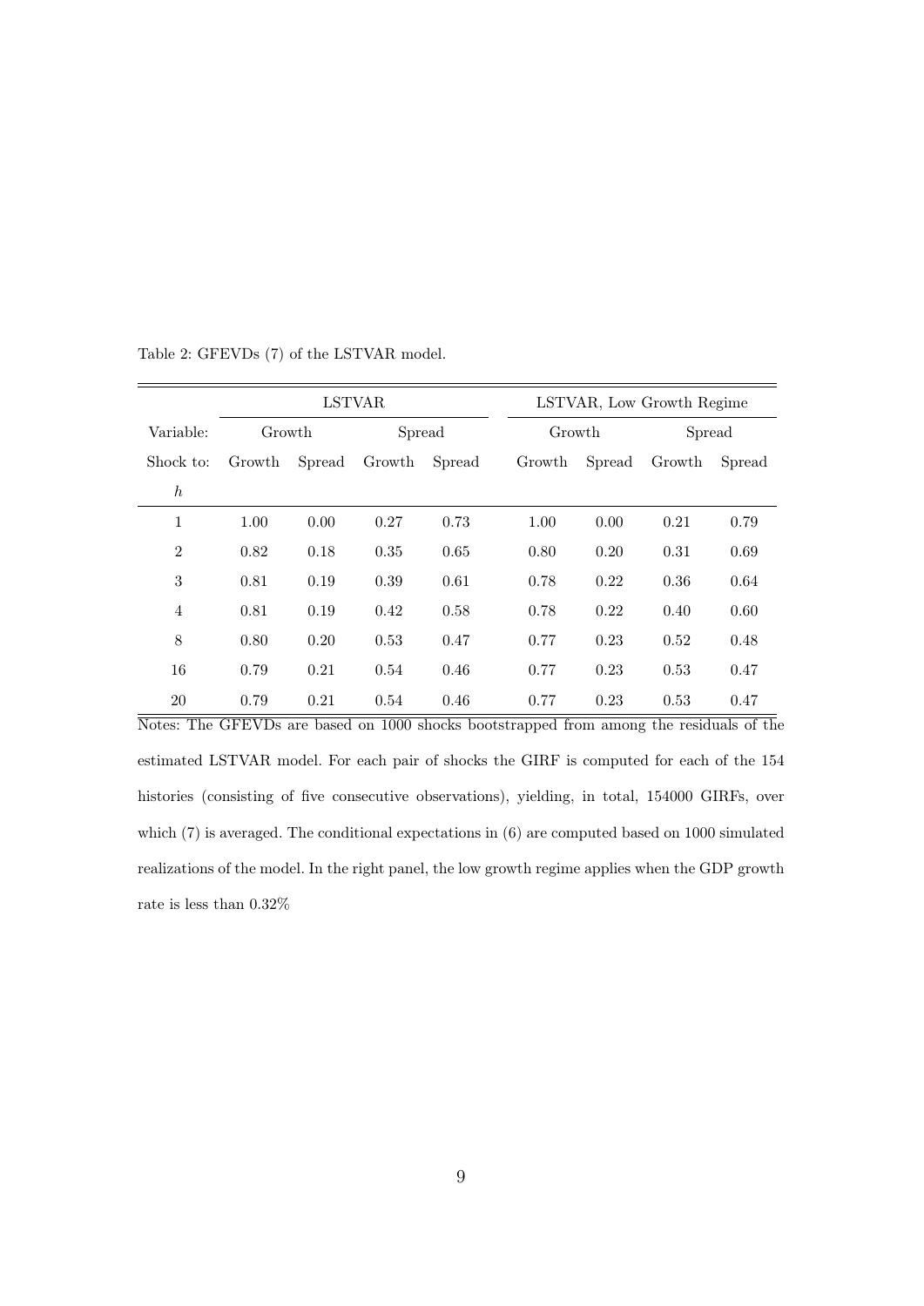Table 2: GFEVDs (7) of the LSTVAR model.

| | LSTVAR | | | | LSTVAR, Low Growth Regime | | | |
|---|---|---|---|---|---|---|---|---|
| Variable: | Growth | | Spread | | Growth | | Spread | |
| Shock to: | Growth | Spread | Growth | Spread | Growth | Spread | Growth | Spread |
| $h$ | | | | | | | | |
| 1 | 1.00 | 0.00 | 0.27 | 0.73 | 1.00 | 0.00 | 0.21 | 0.79 |
| 2 | 0.82 | 0.18 | 0.35 | 0.65 | 0.80 | 0.20 | 0.31 | 0.69 |
| 3 | 0.81 | 0.19 | 0.39 | 0.61 | 0.78 | 0.22 | 0.36 | 0.64 |
| 4 | 0.81 | 0.19 | 0.42 | 0.58 | 0.78 | 0.22 | 0.40 | 0.60 |
| 8 | 0.80 | 0.20 | 0.53 | 0.47 | 0.77 | 0.23 | 0.52 | 0.48 |
| 16 | 0.79 | 0.21 | 0.54 | 0.46 | 0.77 | 0.23 | 0.53 | 0.47 |
| 20 | 0.79 | 0.21 | 0.54 | 0.46 | 0.77 | 0.23 | 0.53 | 0.47 |

Notes: The GFEVDs are based on 1000 shocks bootstrapped from among the residuals of the estimated LSTVAR model. For each pair of shocks the GIRF is computed for each of the 154 histories (consisting of five consecutive observations), yielding, in total, 154000 GIRFs, over which (7) is averaged. The conditional expectations in (6) are computed based on 1000 simulated realizations of the model. In the right panel, the low growth regime applies when the GDP growth rate is less than 0.32%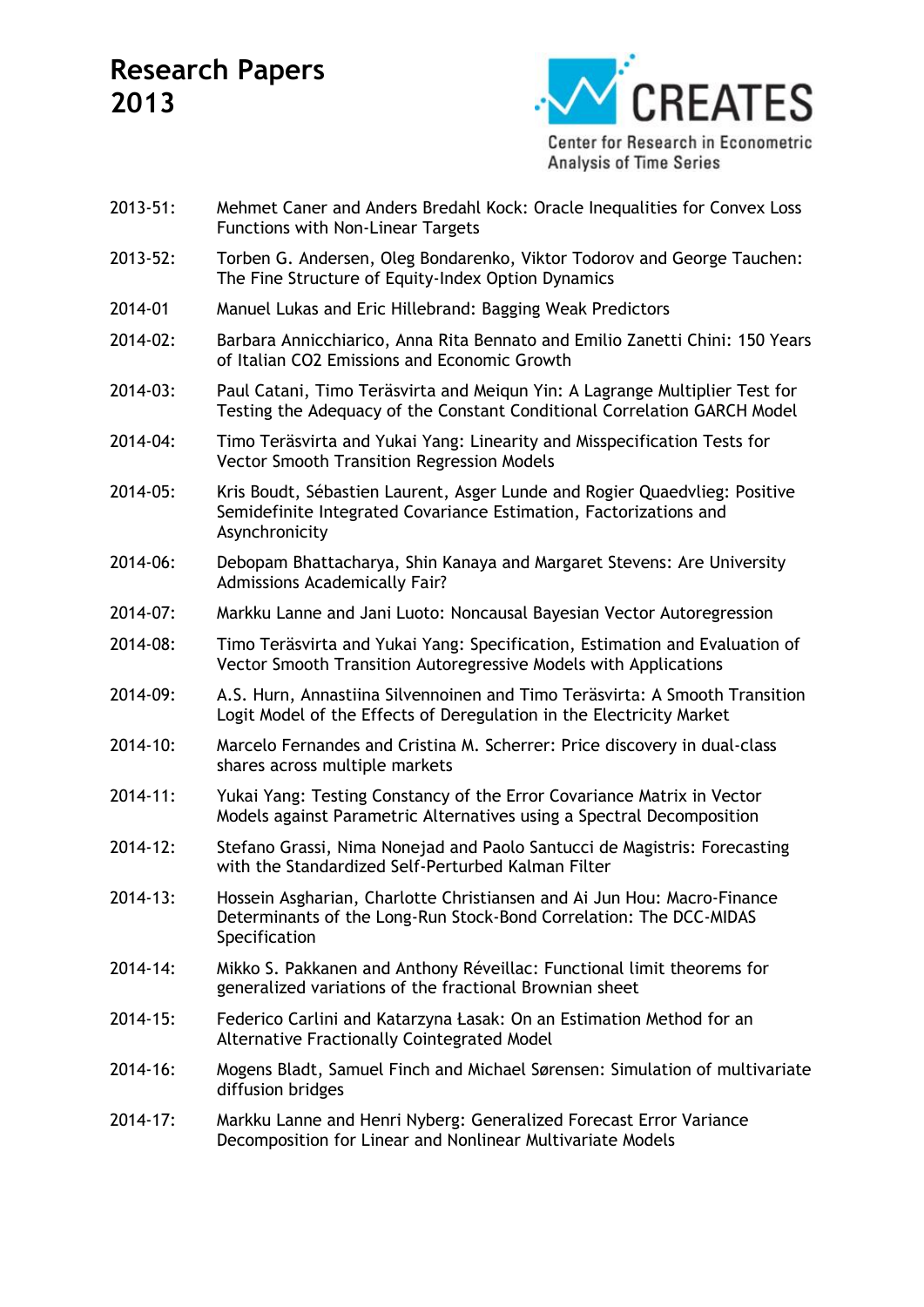# Research Papers 2013

CREATES
Center for Research in Econometric Analysis of Time Series

2013-51: Mehmet Caner and Anders Bredahl Kock: Oracle Inequalities for Convex Loss Functions with Non-Linear Targets

2013-52: Torben G. Andersen, Oleg Bondarenko, Viktor Todorov and George Tauchen: The Fine Structure of Equity-Index Option Dynamics

2014-01 Manuel Lukas and Eric Hillebrand: Bagging Weak Predictors

2014-02: Barbara Annicchiarico, Anna Rita Bennato and Emilio Zanetti Chini: 150 Years of Italian CO2 Emissions and Economic Growth

2014-03: Paul Catani, Timo Teräsvirta and Meiqun Yin: A Lagrange Multiplier Test for Testing the Adequacy of the Constant Conditional Correlation GARCH Model

2014-04: Timo Teräsvirta and Yukai Yang: Linearity and Misspecification Tests for Vector Smooth Transition Regression Models

2014-05: Kris Boudt, Sébastien Laurent, Asger Lunde and Rogier Quaedvlieg: Positive Semidefinite Integrated Covariance Estimation, Factorizations and Asynchronicity

2014-06: Debopam Bhattacharya, Shin Kanaya and Margaret Stevens: Are University Admissions Academically Fair?

2014-07: Markku Lanne and Jani Luoto: Noncausal Bayesian Vector Autoregression

2014-08: Timo Teräsvirta and Yukai Yang: Specification, Estimation and Evaluation of Vector Smooth Transition Autoregressive Models with Applications

2014-09: A.S. Hurn, Annastiina Silvennoinen and Timo Teräsvirta: A Smooth Transition Logit Model of the Effects of Deregulation in the Electricity Market

2014-10: Marcelo Fernandes and Cristina M. Scherrer: Price discovery in dual-class shares across multiple markets

2014-11: Yukai Yang: Testing Constancy of the Error Covariance Matrix in Vector Models against Parametric Alternatives using a Spectral Decomposition

2014-12: Stefano Grassi, Nima Nonejad and Paolo Santucci de Magistris: Forecasting with the Standardized Self-Perturbed Kalman Filter

2014-13: Hossein Asgharian, Charlotte Christiansen and Ai Jun Hou: Macro-Finance Determinants of the Long-Run Stock-Bond Correlation: The DCC-MIDAS Specification

2014-14: Mikko S. Pakkanen and Anthony Réveillac: Functional limit theorems for generalized variations of the fractional Brownian sheet

2014-15: Federico Carlini and Katarzyna Łasak: On an Estimation Method for an Alternative Fractionally Cointegrated Model

2014-16: Mogens Bladt, Samuel Finch and Michael Sørensen: Simulation of multivariate diffusion bridges

2014-17: Markku Lanne and Henri Nyberg: Generalized Forecast Error Variance Decomposition for Linear and Nonlinear Multivariate Models